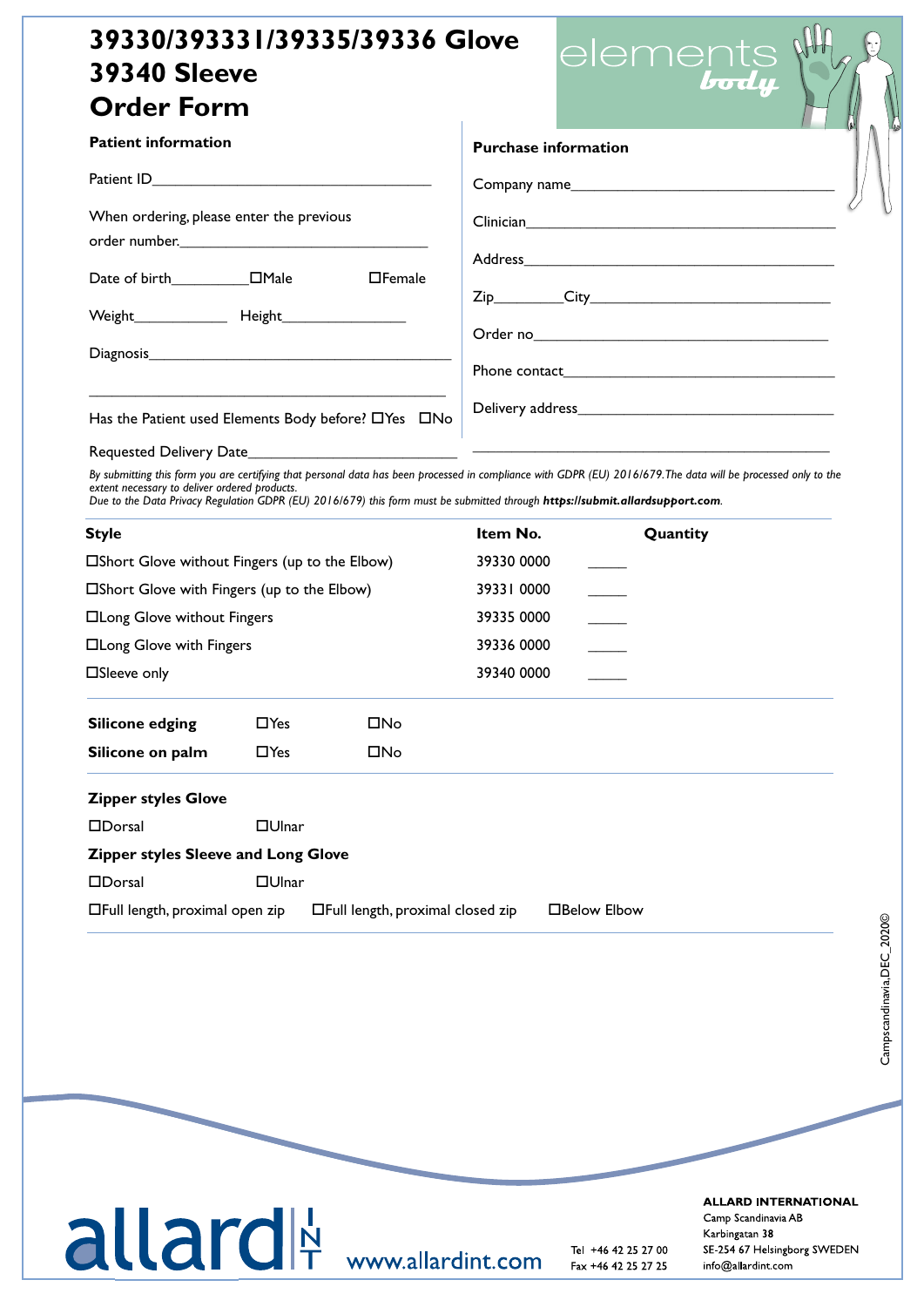# 39330/393331/39335/39336 Glove
# 39340 Sleeve
# Order Form

elements body

**Patient information**

Patient ID___________________________________

When ordering, please enter the previous order number.________________________________

Date of birth__________ ☐Male ☐Female

Weight____________ Height_______________

Diagnosis______________________________________

_____________________________________________

Has the Patient used Elements Body before? ☐Yes ☐No

Requested Delivery Date__________________________

**Purchase information**

Company name__________________________________

Clinician_______________________________________

Address________________________________________

Zip________City_______________________________

Order no_______________________________________

Phone contact__________________________________

Delivery address_______________________________

_____________________________________________

*By submitting this form you are certifying that personal data has been processed in compliance with GDPR (EU) 2016/679. The data will be processed only to the extent necessary to deliver ordered products.*
*Due to the Data Privacy Regulation GDPR (EU) 2016/679) this form must be submitted through* ***https://submit.allardsupport.com****.*

| Style | Item No. | Quantity |
|---|---|---|
| ☐Short Glove without Fingers (up to the Elbow) | 39330 0000 | _____ |
| ☐Short Glove with Fingers (up to the Elbow) | 39331 0000 | _____ |
| ☐Long Glove without Fingers | 39335 0000 | _____ |
| ☐Long Glove with Fingers | 39336 0000 | _____ |
| ☐Sleeve only | 39340 0000 | _____ |

**Silicone edging** ☐Yes ☐No

**Silicone on palm** ☐Yes ☐No

**Zipper styles Glove**

☐Dorsal ☐Ulnar

**Zipper styles Sleeve and Long Glove**

☐Dorsal ☐Ulnar

☐Full length, proximal open zip ☐Full length, proximal closed zip ☐Below Elbow

Campscandinavia,DEC_2020©

allard INT www.allardint.com

Tel +46 42 25 27 00
Fax +46 42 25 27 25

**ALLARD INTERNATIONAL**
Camp Scandinavia AB
Karbingatan 38
SE-254 67 Helsingborg SWEDEN
info@allardint.com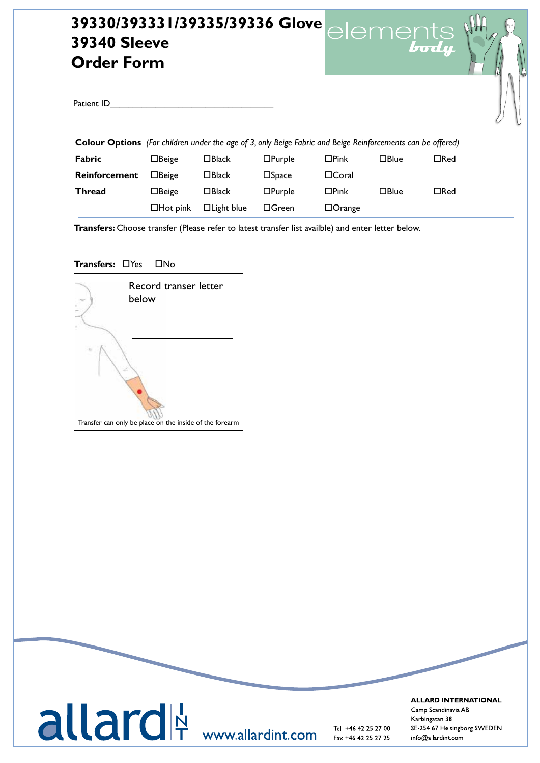# 39330/393331/39335/39336 Glove
# 39340 Sleeve
# Order Form

elements body

Patient ID___________________________________

**Colour Options** *(For children under the age of 3, only Beige Fabric and Beige Reinforcements can be offered)*

| | | | | | | |
|---|---|---|---|---|---|---|
| **Fabric** | ☐Beige | ☐Black | ☐Purple | ☐Pink | ☐Blue | ☐Red |
| **Reinforcement** | ☐Beige | ☐Black | ☐Space | ☐Coral | | |
| **Thread** | ☐Beige | ☐Black | ☐Purple | ☐Pink | ☐Blue | ☐Red |
| | ☐Hot pink | ☐Light blue | ☐Green | ☐Orange | | |

**Transfers:** Choose transfer (Please refer to latest transfer list availble) and enter letter below.

**Transfers:** ☐Yes ☐No

Record transer letter below

_______________________

Transfer can only be place on the inside of the forearm

allard INT www.allardint.com

Tel +46 42 25 27 00
Fax +46 42 25 27 25

**ALLARD INTERNATIONAL**
Camp Scandinavia AB
Karbingatan 38
SE-254 67 Helsingborg SWEDEN
info@allardint.com